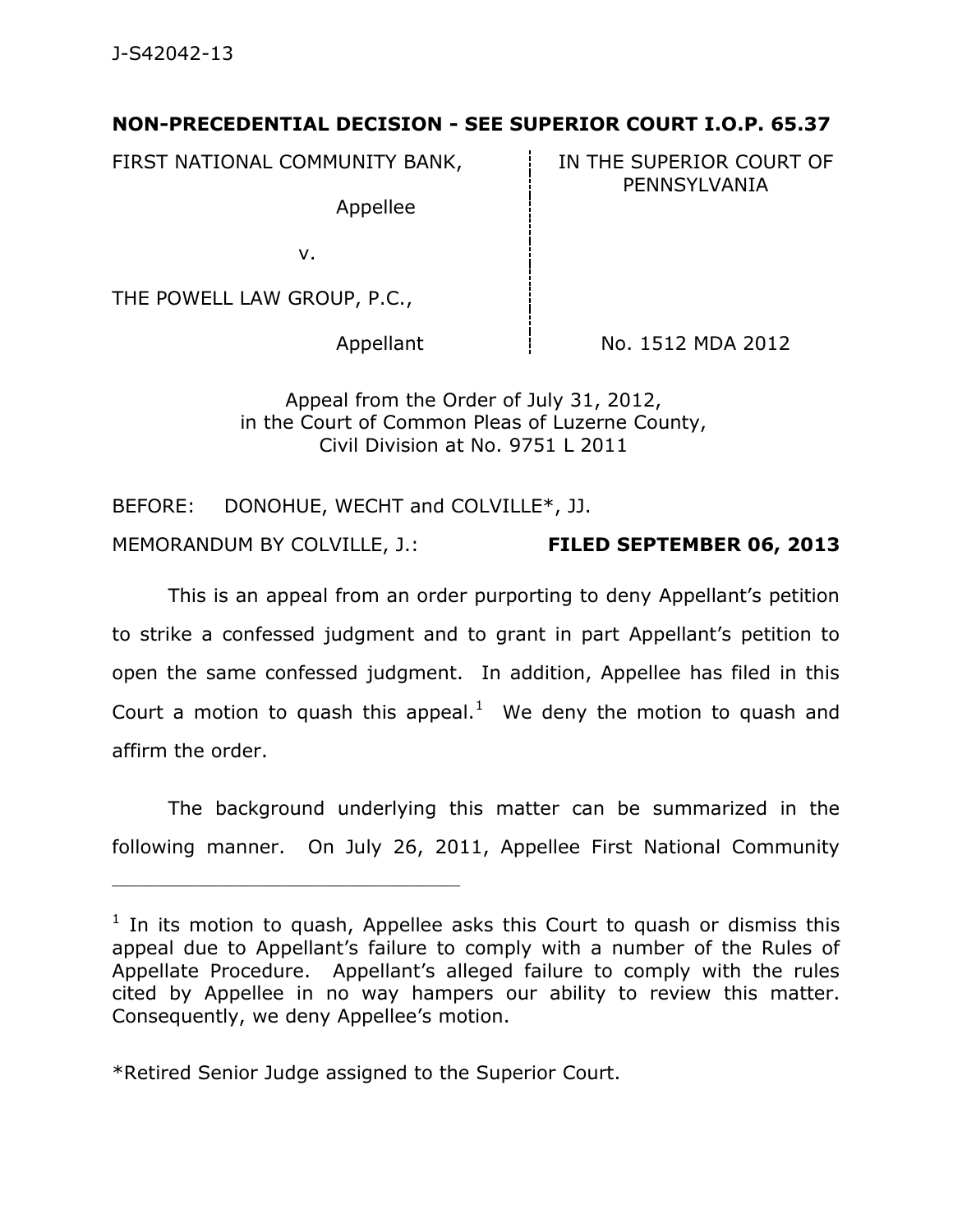J-S42042-13

**NON-PRECEDENTIAL DECISION - SEE SUPERIOR COURT I.O.P. 65.37**

| | |
|---|---|
| FIRST NATIONAL COMMUNITY BANK,<br><br>Appellee<br><br>v.<br><br>THE POWELL LAW GROUP, P.C.,<br><br>Appellant | IN THE SUPERIOR COURT OF PENNSYLVANIA<br><br><br><br><br><br><br><br>No. 1512 MDA 2012 |

Appeal from the Order of July 31, 2012,
in the Court of Common Pleas of Luzerne County,
Civil Division at No. 9751 L 2011

BEFORE: DONOHUE, WECHT and COLVILLE*, JJ.

MEMORANDUM BY COLVILLE, J.: **FILED SEPTEMBER 06, 2013**

This is an appeal from an order purporting to deny Appellant's petition to strike a confessed judgment and to grant in part Appellant's petition to open the same confessed judgment. In addition, Appellee has filed in this Court a motion to quash this appeal.[1] We deny the motion to quash and affirm the order.

The background underlying this matter can be summarized in the following manner. On July 26, 2011, Appellee First National Community

---

[1] In its motion to quash, Appellee asks this Court to quash or dismiss this appeal due to Appellant's failure to comply with a number of the Rules of Appellate Procedure. Appellant's alleged failure to comply with the rules cited by Appellee in no way hampers our ability to review this matter. Consequently, we deny Appellee's motion.

*Retired Senior Judge assigned to the Superior Court.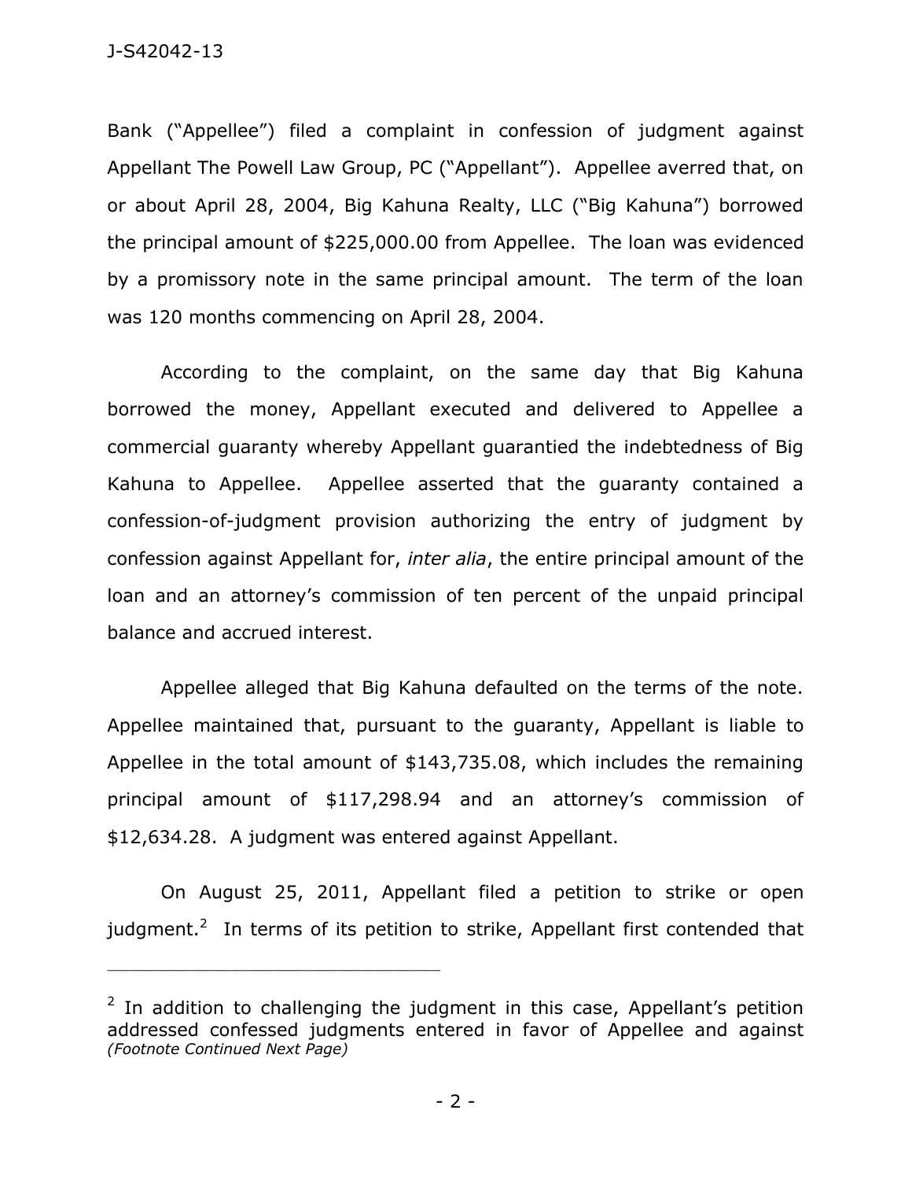Bank ("Appellee") filed a complaint in confession of judgment against Appellant The Powell Law Group, PC ("Appellant"). Appellee averred that, on or about April 28, 2004, Big Kahuna Realty, LLC ("Big Kahuna") borrowed the principal amount of $225,000.00 from Appellee. The loan was evidenced by a promissory note in the same principal amount. The term of the loan was 120 months commencing on April 28, 2004.

According to the complaint, on the same day that Big Kahuna borrowed the money, Appellant executed and delivered to Appellee a commercial guaranty whereby Appellant guarantied the indebtedness of Big Kahuna to Appellee. Appellee asserted that the guaranty contained a confession-of-judgment provision authorizing the entry of judgment by confession against Appellant for, *inter alia*, the entire principal amount of the loan and an attorney's commission of ten percent of the unpaid principal balance and accrued interest.

Appellee alleged that Big Kahuna defaulted on the terms of the note. Appellee maintained that, pursuant to the guaranty, Appellant is liable to Appellee in the total amount of $143,735.08, which includes the remaining principal amount of $117,298.94 and an attorney's commission of $12,634.28. A judgment was entered against Appellant.

On August 25, 2011, Appellant filed a petition to strike or open judgment.[2] In terms of its petition to strike, Appellant first contended that

---

[2] In addition to challenging the judgment in this case, Appellant's petition addressed confessed judgments entered in favor of Appellee and against *(Footnote Continued Next Page)*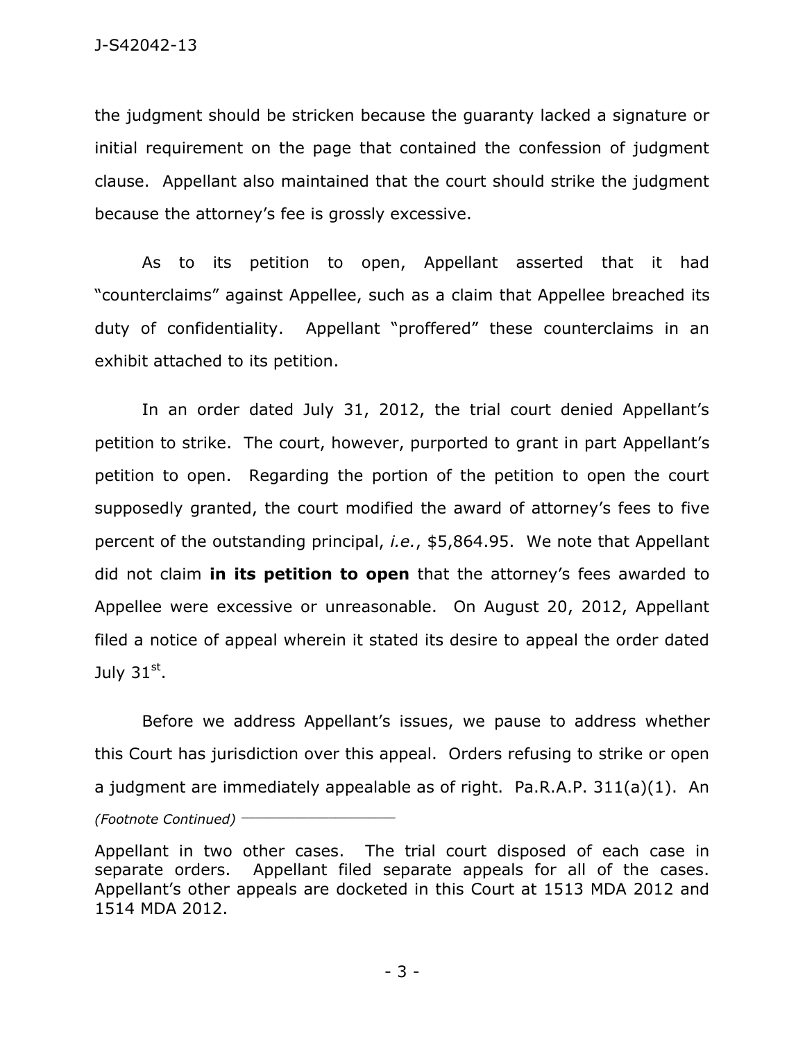the judgment should be stricken because the guaranty lacked a signature or initial requirement on the page that contained the confession of judgment clause. Appellant also maintained that the court should strike the judgment because the attorney's fee is grossly excessive.

As to its petition to open, Appellant asserted that it had "counterclaims" against Appellee, such as a claim that Appellee breached its duty of confidentiality. Appellant "proffered" these counterclaims in an exhibit attached to its petition.

In an order dated July 31, 2012, the trial court denied Appellant's petition to strike. The court, however, purported to grant in part Appellant's petition to open. Regarding the portion of the petition to open the court supposedly granted, the court modified the award of attorney's fees to five percent of the outstanding principal, *i.e.*, $5,864.95. We note that Appellant did not claim **in its petition to open** that the attorney's fees awarded to Appellee were excessive or unreasonable. On August 20, 2012, Appellant filed a notice of appeal wherein it stated its desire to appeal the order dated July 31st.

Before we address Appellant's issues, we pause to address whether this Court has jurisdiction over this appeal. Orders refusing to strike or open a judgment are immediately appealable as of right. Pa.R.A.P. 311(a)(1). An

*(Footnote Continued)*

Appellant in two other cases. The trial court disposed of each case in separate orders. Appellant filed separate appeals for all of the cases. Appellant's other appeals are docketed in this Court at 1513 MDA 2012 and 1514 MDA 2012.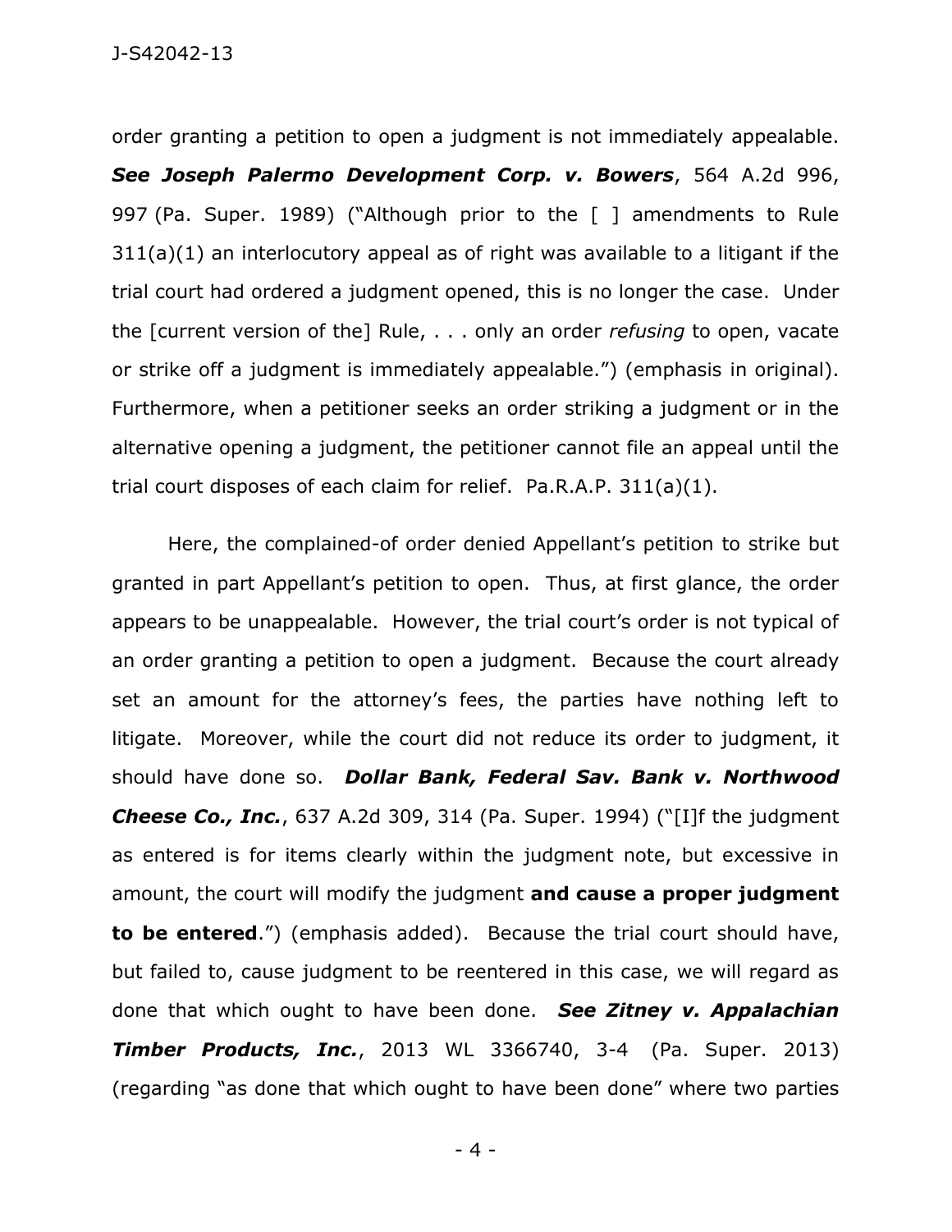order granting a petition to open a judgment is not immediately appealable. ***See Joseph Palermo Development Corp. v. Bowers***, 564 A.2d 996, 997 (Pa. Super. 1989) ("Although prior to the [ ] amendments to Rule 311(a)(1) an interlocutory appeal as of right was available to a litigant if the trial court had ordered a judgment opened, this is no longer the case. Under the [current version of the] Rule, . . . only an order *refusing* to open, vacate or strike off a judgment is immediately appealable.") (emphasis in original). Furthermore, when a petitioner seeks an order striking a judgment or in the alternative opening a judgment, the petitioner cannot file an appeal until the trial court disposes of each claim for relief. Pa.R.A.P. 311(a)(1).

Here, the complained-of order denied Appellant's petition to strike but granted in part Appellant's petition to open. Thus, at first glance, the order appears to be unappealable. However, the trial court's order is not typical of an order granting a petition to open a judgment. Because the court already set an amount for the attorney's fees, the parties have nothing left to litigate. Moreover, while the court did not reduce its order to judgment, it should have done so. ***Dollar Bank, Federal Sav. Bank v. Northwood Cheese Co., Inc.***, 637 A.2d 309, 314 (Pa. Super. 1994) ("[I]f the judgment as entered is for items clearly within the judgment note, but excessive in amount, the court will modify the judgment **and cause a proper judgment to be entered**.") (emphasis added). Because the trial court should have, but failed to, cause judgment to be reentered in this case, we will regard as done that which ought to have been done. ***See Zitney v. Appalachian Timber Products, Inc.***, 2013 WL 3366740, 3-4 (Pa. Super. 2013) (regarding "as done that which ought to have been done" where two parties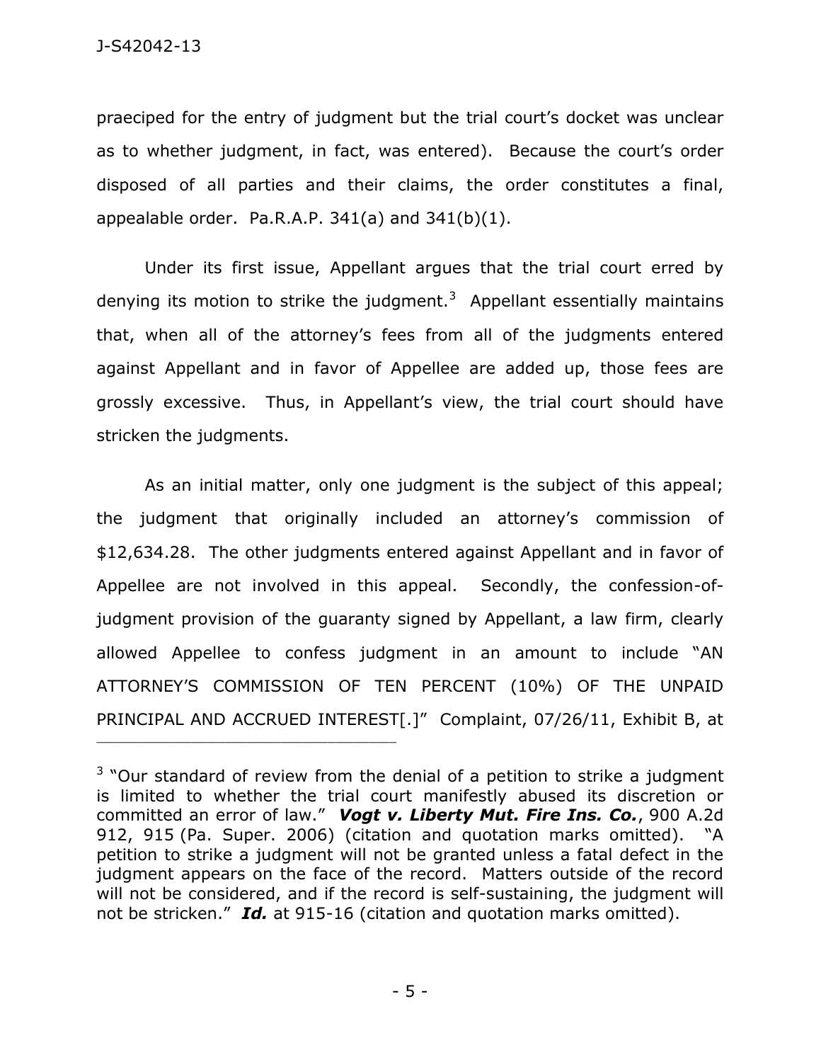praeciped for the entry of judgment but the trial court's docket was unclear as to whether judgment, in fact, was entered). Because the court's order disposed of all parties and their claims, the order constitutes a final, appealable order. Pa.R.A.P. 341(a) and 341(b)(1).

Under its first issue, Appellant argues that the trial court erred by denying its motion to strike the judgment.[3] Appellant essentially maintains that, when all of the attorney's fees from all of the judgments entered against Appellant and in favor of Appellee are added up, those fees are grossly excessive. Thus, in Appellant's view, the trial court should have stricken the judgments.

As an initial matter, only one judgment is the subject of this appeal; the judgment that originally included an attorney's commission of \$12,634.28. The other judgments entered against Appellant and in favor of Appellee are not involved in this appeal. Secondly, the confession-of-judgment provision of the guaranty signed by Appellant, a law firm, clearly allowed Appellee to confess judgment in an amount to include "AN ATTORNEY'S COMMISSION OF TEN PERCENT (10%) OF THE UNPAID PRINCIPAL AND ACCRUED INTEREST[.]" Complaint, 07/26/11, Exhibit B, at

---

[3] "Our standard of review from the denial of a petition to strike a judgment is limited to whether the trial court manifestly abused its discretion or committed an error of law." ***Vogt v. Liberty Mut. Fire Ins. Co.***, 900 A.2d 912, 915 (Pa. Super. 2006) (citation and quotation marks omitted). "A petition to strike a judgment will not be granted unless a fatal defect in the judgment appears on the face of the record. Matters outside of the record will not be considered, and if the record is self-sustaining, the judgment will not be stricken." ***Id.*** at 915-16 (citation and quotation marks omitted).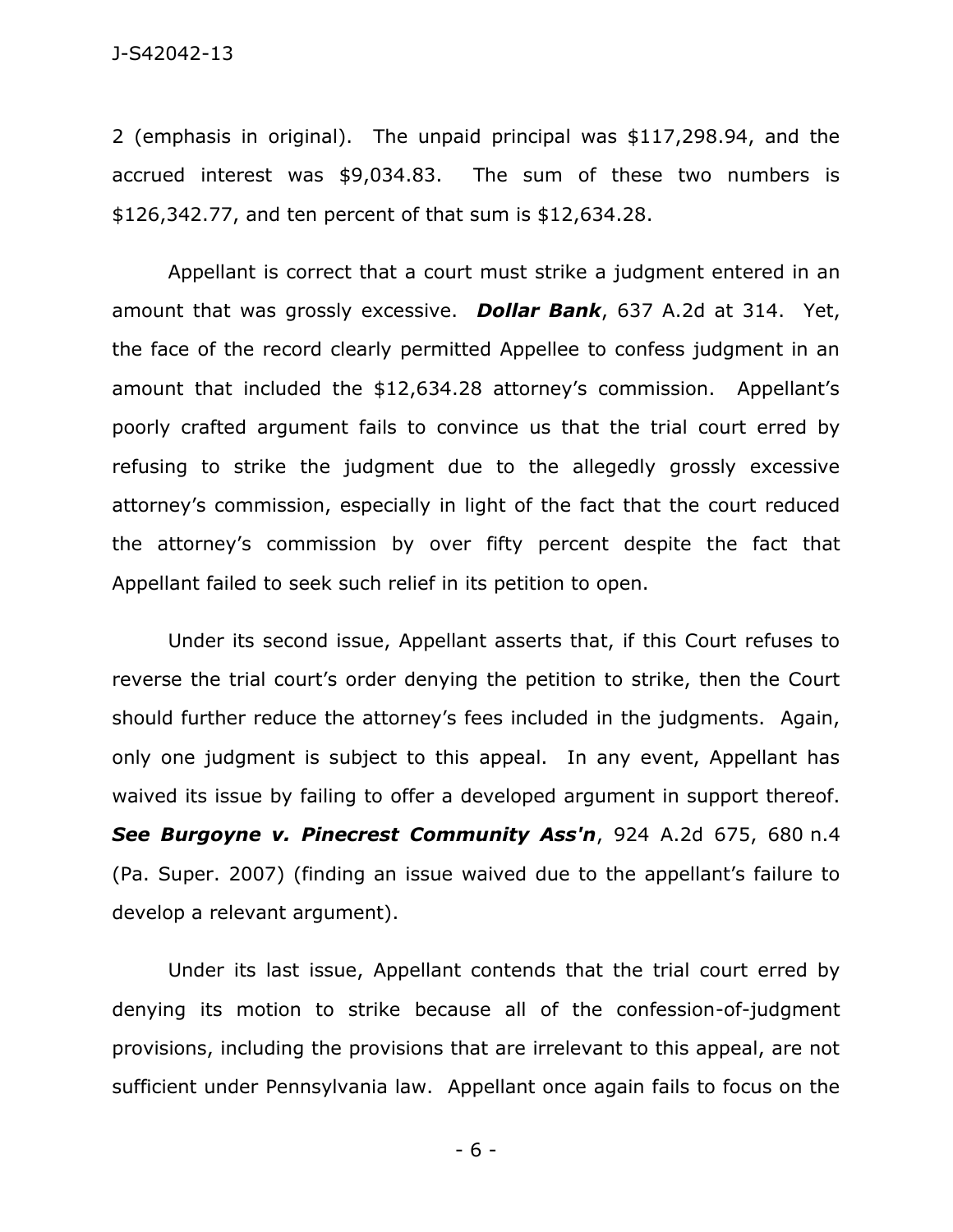2 (emphasis in original). The unpaid principal was $117,298.94, and the accrued interest was $9,034.83. The sum of these two numbers is $126,342.77, and ten percent of that sum is $12,634.28.

Appellant is correct that a court must strike a judgment entered in an amount that was grossly excessive. ***Dollar Bank***, 637 A.2d at 314. Yet, the face of the record clearly permitted Appellee to confess judgment in an amount that included the $12,634.28 attorney's commission. Appellant's poorly crafted argument fails to convince us that the trial court erred by refusing to strike the judgment due to the allegedly grossly excessive attorney's commission, especially in light of the fact that the court reduced the attorney's commission by over fifty percent despite the fact that Appellant failed to seek such relief in its petition to open.

Under its second issue, Appellant asserts that, if this Court refuses to reverse the trial court's order denying the petition to strike, then the Court should further reduce the attorney's fees included in the judgments. Again, only one judgment is subject to this appeal. In any event, Appellant has waived its issue by failing to offer a developed argument in support thereof. ***See Burgoyne v. Pinecrest Community Ass'n***, 924 A.2d 675, 680 n.4 (Pa. Super. 2007) (finding an issue waived due to the appellant's failure to develop a relevant argument).

Under its last issue, Appellant contends that the trial court erred by denying its motion to strike because all of the confession-of-judgment provisions, including the provisions that are irrelevant to this appeal, are not sufficient under Pennsylvania law. Appellant once again fails to focus on the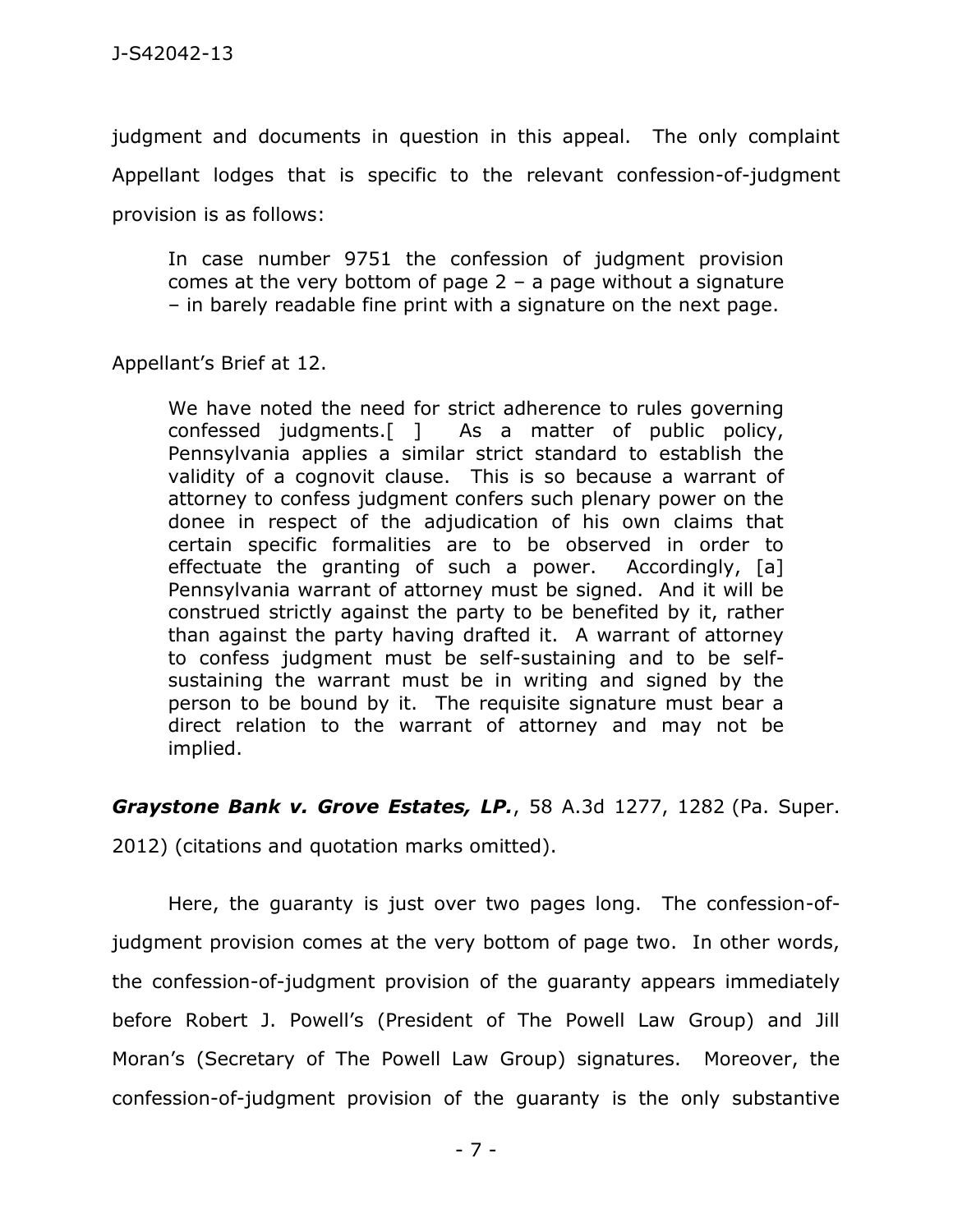judgment and documents in question in this appeal. The only complaint Appellant lodges that is specific to the relevant confession-of-judgment provision is as follows:

> In case number 9751 the confession of judgment provision comes at the very bottom of page 2 – a page without a signature – in barely readable fine print with a signature on the next page.

Appellant's Brief at 12.

> We have noted the need for strict adherence to rules governing confessed judgments.[ ] As a matter of public policy, Pennsylvania applies a similar strict standard to establish the validity of a cognovit clause. This is so because a warrant of attorney to confess judgment confers such plenary power on the donee in respect of the adjudication of his own claims that certain specific formalities are to be observed in order to effectuate the granting of such a power. Accordingly, [a] Pennsylvania warrant of attorney must be signed. And it will be construed strictly against the party to be benefited by it, rather than against the party having drafted it. A warrant of attorney to confess judgment must be self-sustaining and to be self-sustaining the warrant must be in writing and signed by the person to be bound by it. The requisite signature must bear a direct relation to the warrant of attorney and may not be implied.

***Graystone Bank v. Grove Estates, LP.***, 58 A.3d 1277, 1282 (Pa. Super. 2012) (citations and quotation marks omitted).

Here, the guaranty is just over two pages long. The confession-of-judgment provision comes at the very bottom of page two. In other words, the confession-of-judgment provision of the guaranty appears immediately before Robert J. Powell's (President of The Powell Law Group) and Jill Moran's (Secretary of The Powell Law Group) signatures. Moreover, the confession-of-judgment provision of the guaranty is the only substantive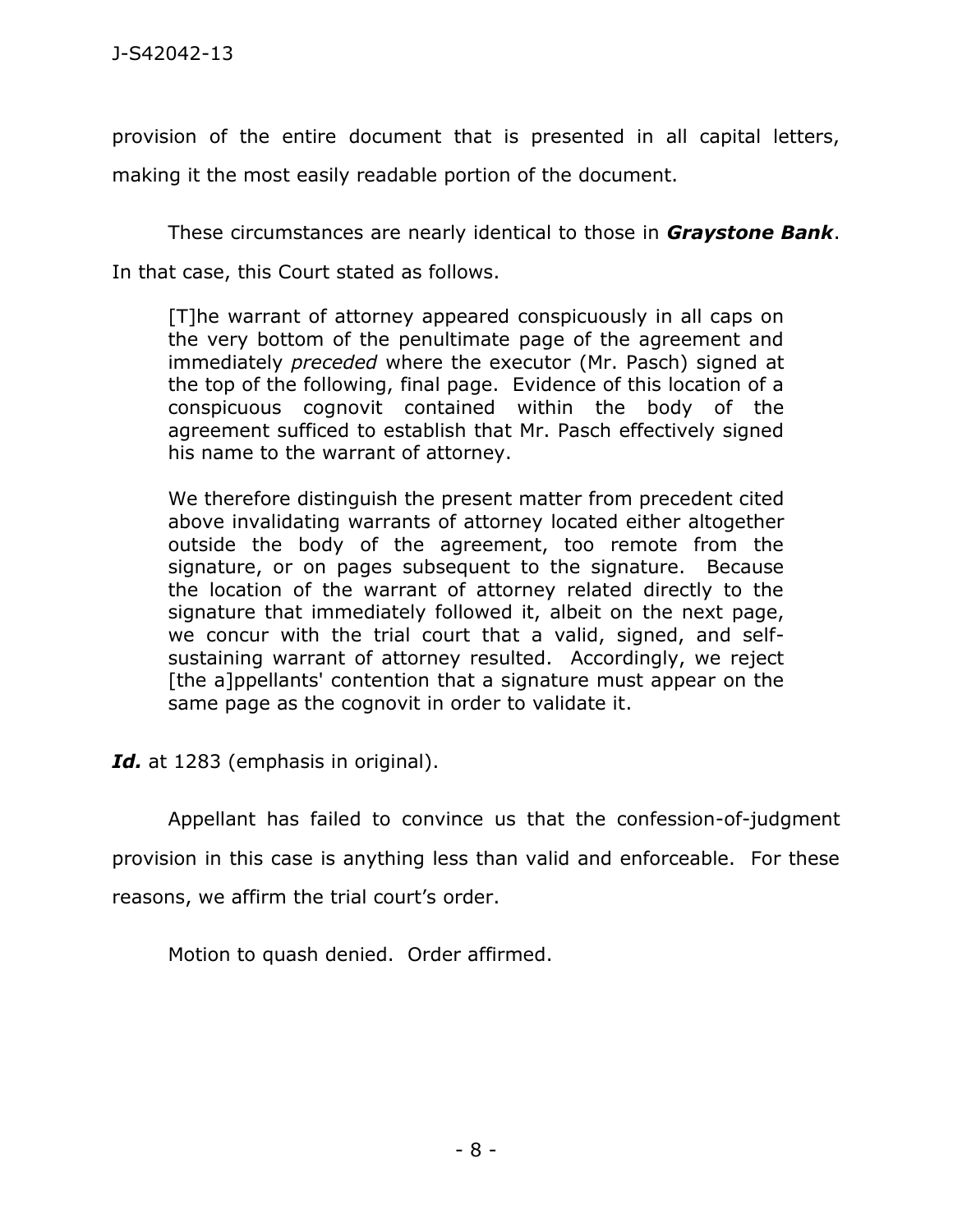provision of the entire document that is presented in all capital letters, making it the most easily readable portion of the document.

These circumstances are nearly identical to those in ***Graystone Bank***. In that case, this Court stated as follows.

> [T]he warrant of attorney appeared conspicuously in all caps on the very bottom of the penultimate page of the agreement and immediately *preceded* where the executor (Mr. Pasch) signed at the top of the following, final page. Evidence of this location of a conspicuous cognovit contained within the body of the agreement sufficed to establish that Mr. Pasch effectively signed his name to the warrant of attorney.
>
> We therefore distinguish the present matter from precedent cited above invalidating warrants of attorney located either altogether outside the body of the agreement, too remote from the signature, or on pages subsequent to the signature. Because the location of the warrant of attorney related directly to the signature that immediately followed it, albeit on the next page, we concur with the trial court that a valid, signed, and self-sustaining warrant of attorney resulted. Accordingly, we reject [the a]ppellants' contention that a signature must appear on the same page as the cognovit in order to validate it.

***Id.*** at 1283 (emphasis in original).

Appellant has failed to convince us that the confession-of-judgment provision in this case is anything less than valid and enforceable. For these reasons, we affirm the trial court's order.

Motion to quash denied. Order affirmed.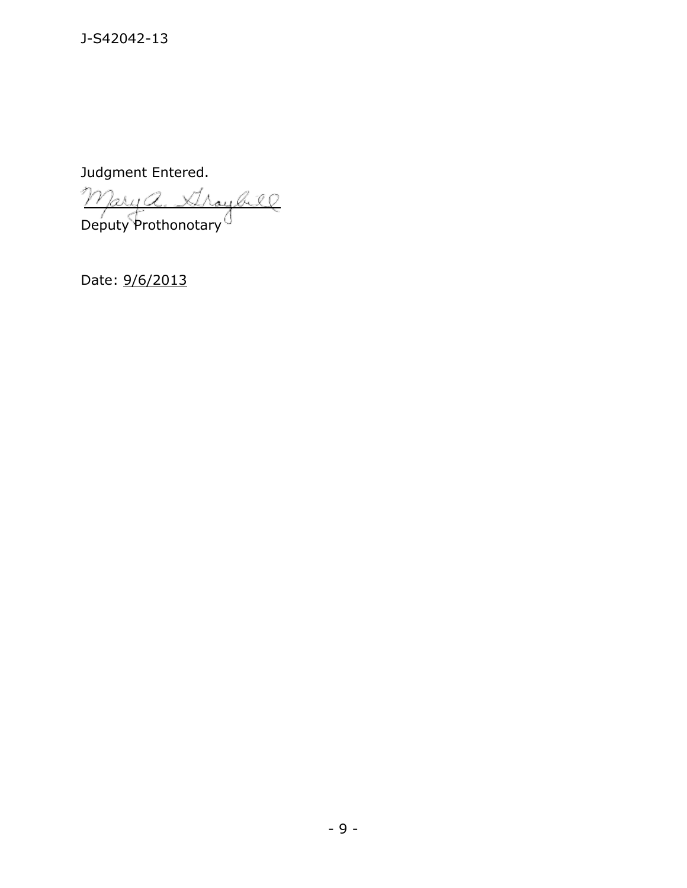Judgment Entered.

Mary A. Graybill

Deputy Prothonotary

Date: 9/6/2013